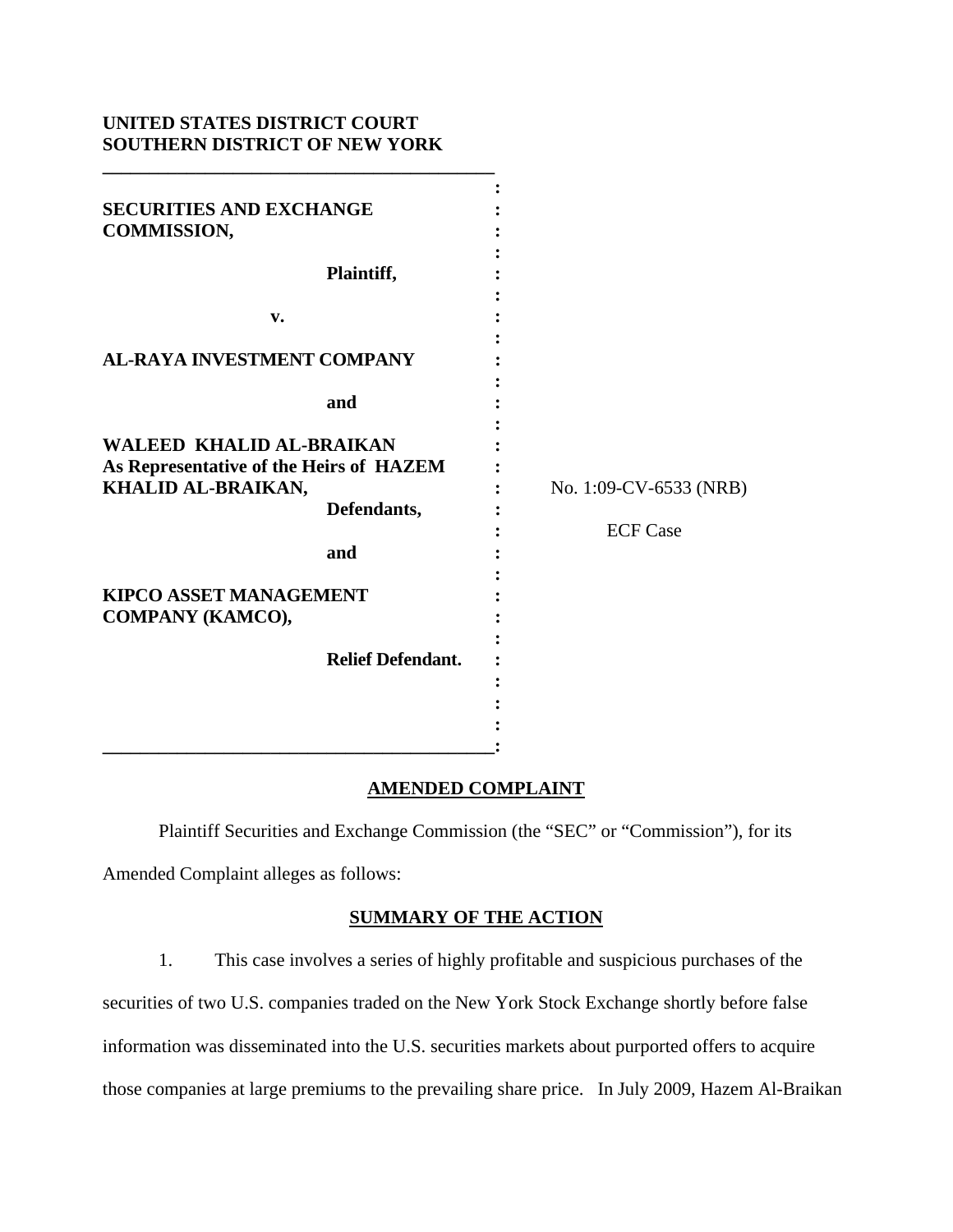**UNITED STATES DISTRICT COURT**
**SOUTHERN DISTRICT OF NEW YORK**

**SECURITIES AND EXCHANGE COMMISSION,**

**Plaintiff,**

**v.**

**AL-RAYA INVESTMENT COMPANY**

**and**

**WALEED KHALID AL-BRAIKAN As Representative of the Heirs of HAZEM KHALID AL-BRAIKAN,**

**Defendants,**

**and**

**KIPCO ASSET MANAGEMENT COMPANY (KAMCO),**

**Relief Defendant.**

No. 1:09-CV-6533 (NRB)

ECF Case

## AMENDED COMPLAINT

Plaintiff Securities and Exchange Commission (the "SEC" or "Commission"), for its Amended Complaint alleges as follows:

## SUMMARY OF THE ACTION

1. This case involves a series of highly profitable and suspicious purchases of the securities of two U.S. companies traded on the New York Stock Exchange shortly before false information was disseminated into the U.S. securities markets about purported offers to acquire those companies at large premiums to the prevailing share price. In July 2009, Hazem Al-Braikan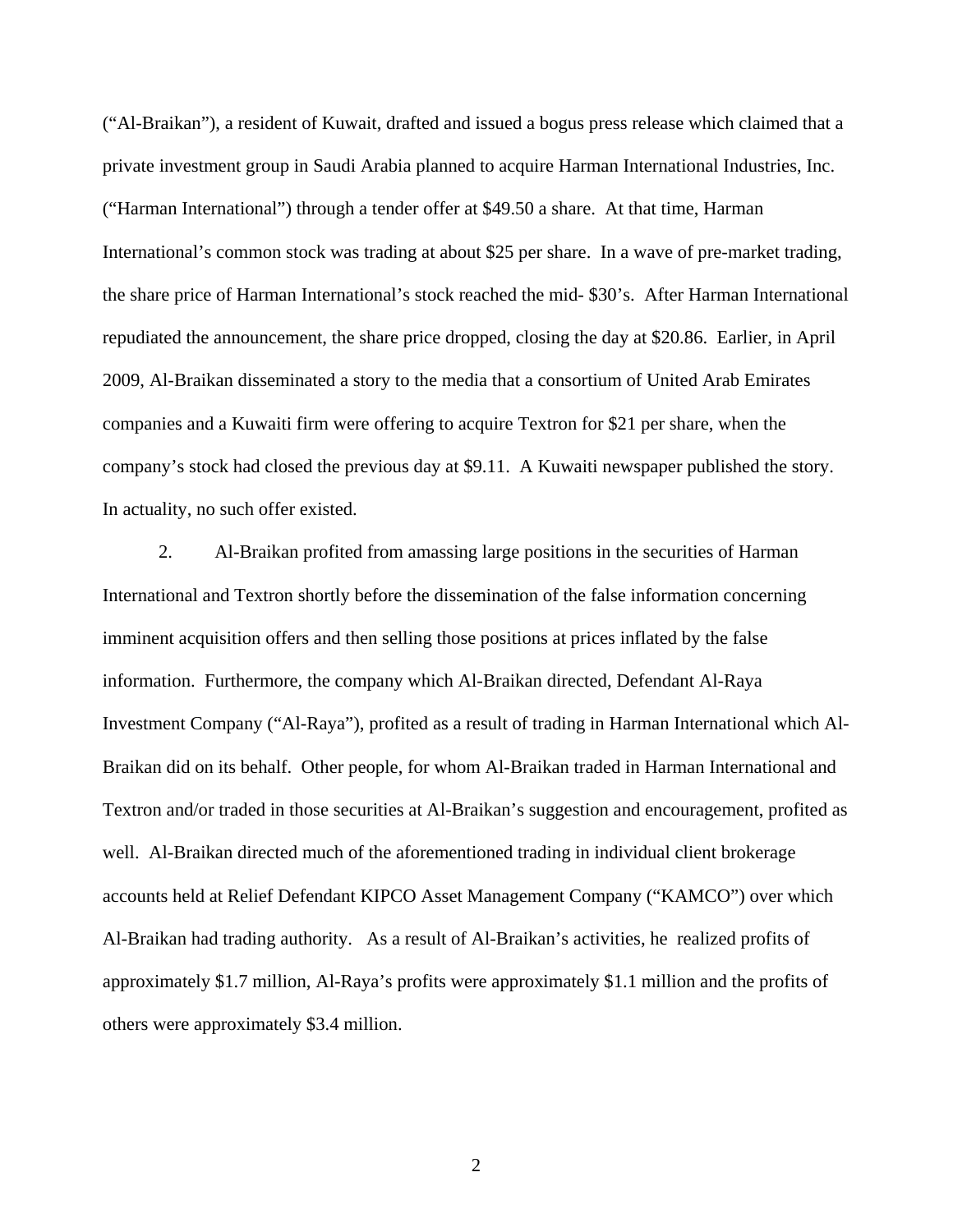("Al-Braikan"), a resident of Kuwait, drafted and issued a bogus press release which claimed that a private investment group in Saudi Arabia planned to acquire Harman International Industries, Inc. ("Harman International") through a tender offer at $49.50 a share. At that time, Harman International's common stock was trading at about $25 per share. In a wave of pre-market trading, the share price of Harman International's stock reached the mid- $30's. After Harman International repudiated the announcement, the share price dropped, closing the day at $20.86. Earlier, in April 2009, Al-Braikan disseminated a story to the media that a consortium of United Arab Emirates companies and a Kuwaiti firm were offering to acquire Textron for $21 per share, when the company's stock had closed the previous day at $9.11. A Kuwaiti newspaper published the story. In actuality, no such offer existed.

2. Al-Braikan profited from amassing large positions in the securities of Harman International and Textron shortly before the dissemination of the false information concerning imminent acquisition offers and then selling those positions at prices inflated by the false information. Furthermore, the company which Al-Braikan directed, Defendant Al-Raya Investment Company ("Al-Raya"), profited as a result of trading in Harman International which Al-Braikan did on its behalf. Other people, for whom Al-Braikan traded in Harman International and Textron and/or traded in those securities at Al-Braikan's suggestion and encouragement, profited as well. Al-Braikan directed much of the aforementioned trading in individual client brokerage accounts held at Relief Defendant KIPCO Asset Management Company ("KAMCO") over which Al-Braikan had trading authority. As a result of Al-Braikan's activities, he realized profits of approximately $1.7 million, Al-Raya's profits were approximately $1.1 million and the profits of others were approximately $3.4 million.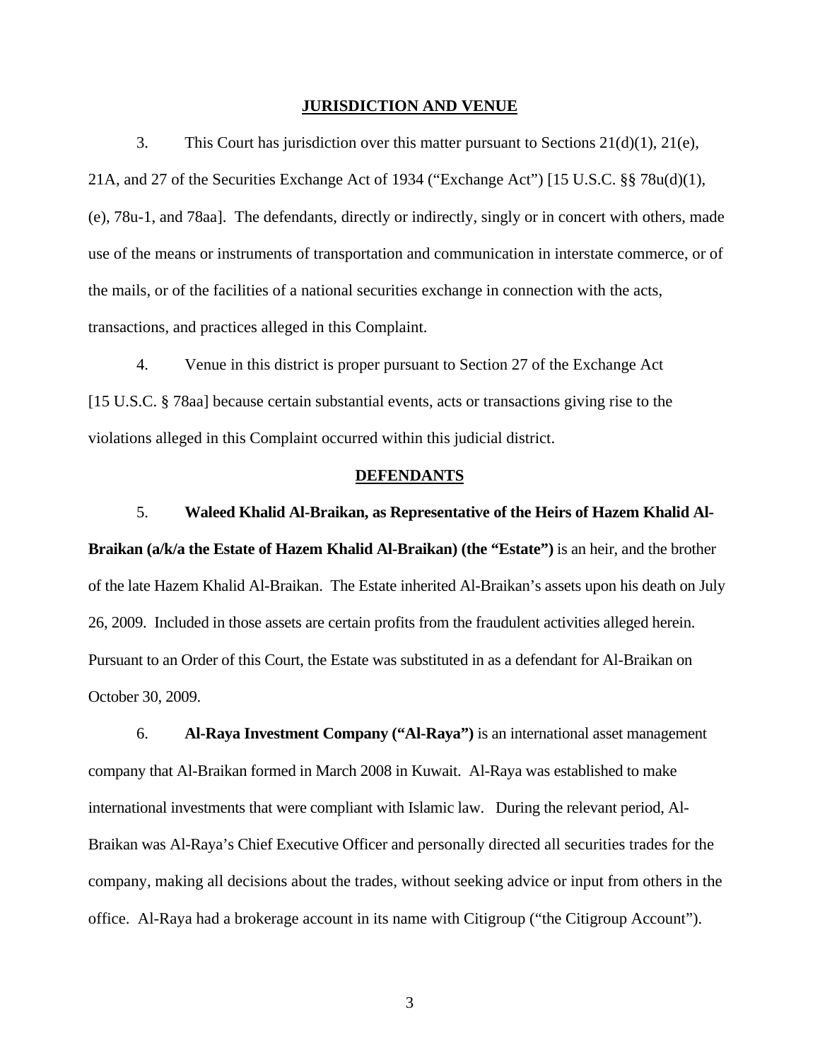## JURISDICTION AND VENUE

3. This Court has jurisdiction over this matter pursuant to Sections 21(d)(1), 21(e), 21A, and 27 of the Securities Exchange Act of 1934 ("Exchange Act") [15 U.S.C. §§ 78u(d)(1), (e), 78u-1, and 78aa]. The defendants, directly or indirectly, singly or in concert with others, made use of the means or instruments of transportation and communication in interstate commerce, or of the mails, or of the facilities of a national securities exchange in connection with the acts, transactions, and practices alleged in this Complaint.

4. Venue in this district is proper pursuant to Section 27 of the Exchange Act [15 U.S.C. § 78aa] because certain substantial events, acts or transactions giving rise to the violations alleged in this Complaint occurred within this judicial district.

## DEFENDANTS

5. **Waleed Khalid Al-Braikan, as Representative of the Heirs of Hazem Khalid Al-Braikan (a/k/a the Estate of Hazem Khalid Al-Braikan) (the "Estate")** is an heir, and the brother of the late Hazem Khalid Al-Braikan. The Estate inherited Al-Braikan's assets upon his death on July 26, 2009. Included in those assets are certain profits from the fraudulent activities alleged herein. Pursuant to an Order of this Court, the Estate was substituted in as a defendant for Al-Braikan on October 30, 2009.

6. **Al-Raya Investment Company ("Al-Raya")** is an international asset management company that Al-Braikan formed in March 2008 in Kuwait. Al-Raya was established to make international investments that were compliant with Islamic law. During the relevant period, Al-Braikan was Al-Raya's Chief Executive Officer and personally directed all securities trades for the company, making all decisions about the trades, without seeking advice or input from others in the office. Al-Raya had a brokerage account in its name with Citigroup ("the Citigroup Account").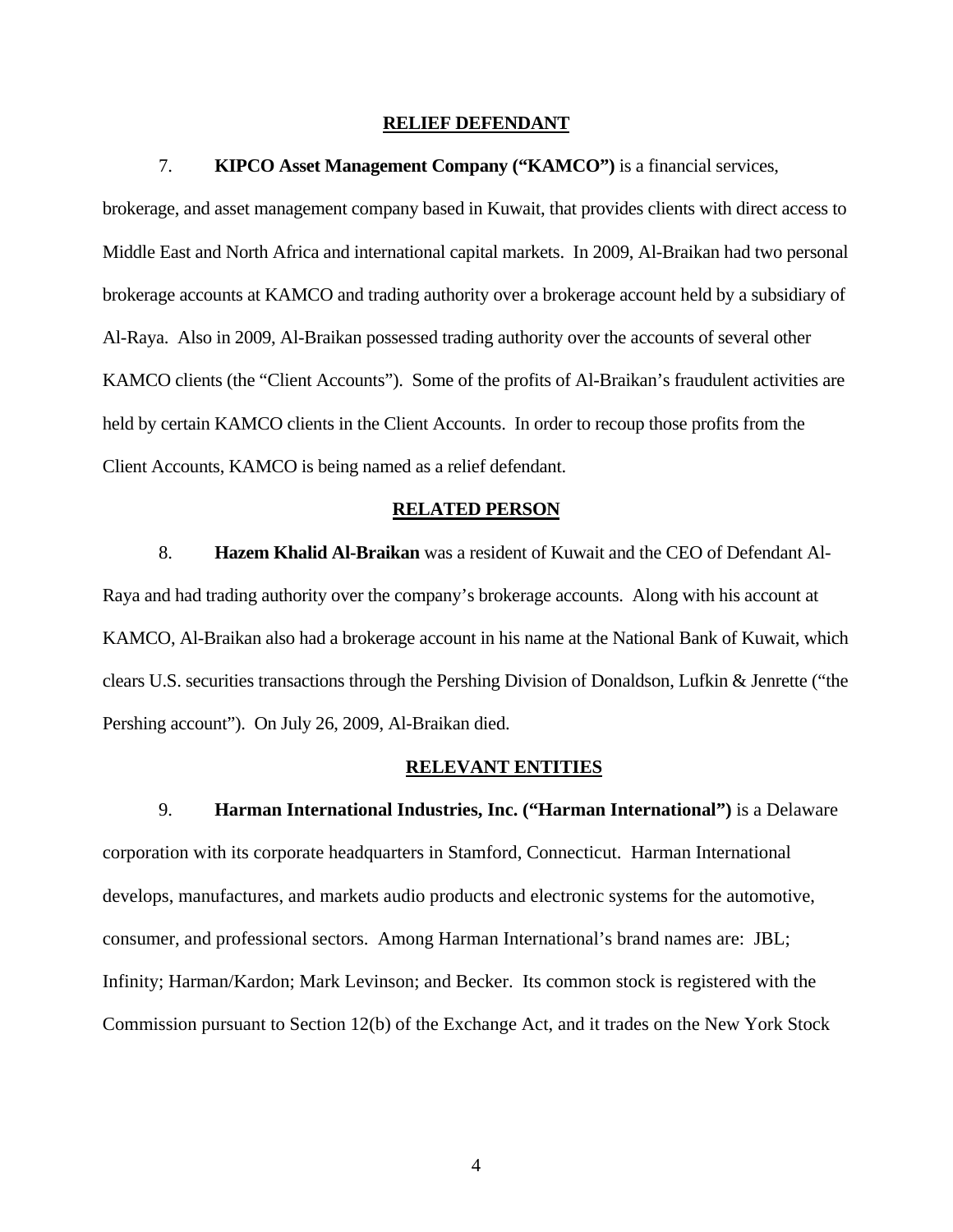## RELIEF DEFENDANT

7. **KIPCO Asset Management Company ("KAMCO")** is a financial services, brokerage, and asset management company based in Kuwait, that provides clients with direct access to Middle East and North Africa and international capital markets. In 2009, Al-Braikan had two personal brokerage accounts at KAMCO and trading authority over a brokerage account held by a subsidiary of Al-Raya. Also in 2009, Al-Braikan possessed trading authority over the accounts of several other KAMCO clients (the "Client Accounts"). Some of the profits of Al-Braikan's fraudulent activities are held by certain KAMCO clients in the Client Accounts. In order to recoup those profits from the Client Accounts, KAMCO is being named as a relief defendant.

## RELATED PERSON

8. **Hazem Khalid Al-Braikan** was a resident of Kuwait and the CEO of Defendant Al-Raya and had trading authority over the company's brokerage accounts. Along with his account at KAMCO, Al-Braikan also had a brokerage account in his name at the National Bank of Kuwait, which clears U.S. securities transactions through the Pershing Division of Donaldson, Lufkin & Jenrette ("the Pershing account"). On July 26, 2009, Al-Braikan died.

## RELEVANT ENTITIES

9. **Harman International Industries, Inc. ("Harman International")** is a Delaware corporation with its corporate headquarters in Stamford, Connecticut. Harman International develops, manufactures, and markets audio products and electronic systems for the automotive, consumer, and professional sectors. Among Harman International's brand names are: JBL; Infinity; Harman/Kardon; Mark Levinson; and Becker. Its common stock is registered with the Commission pursuant to Section 12(b) of the Exchange Act, and it trades on the New York Stock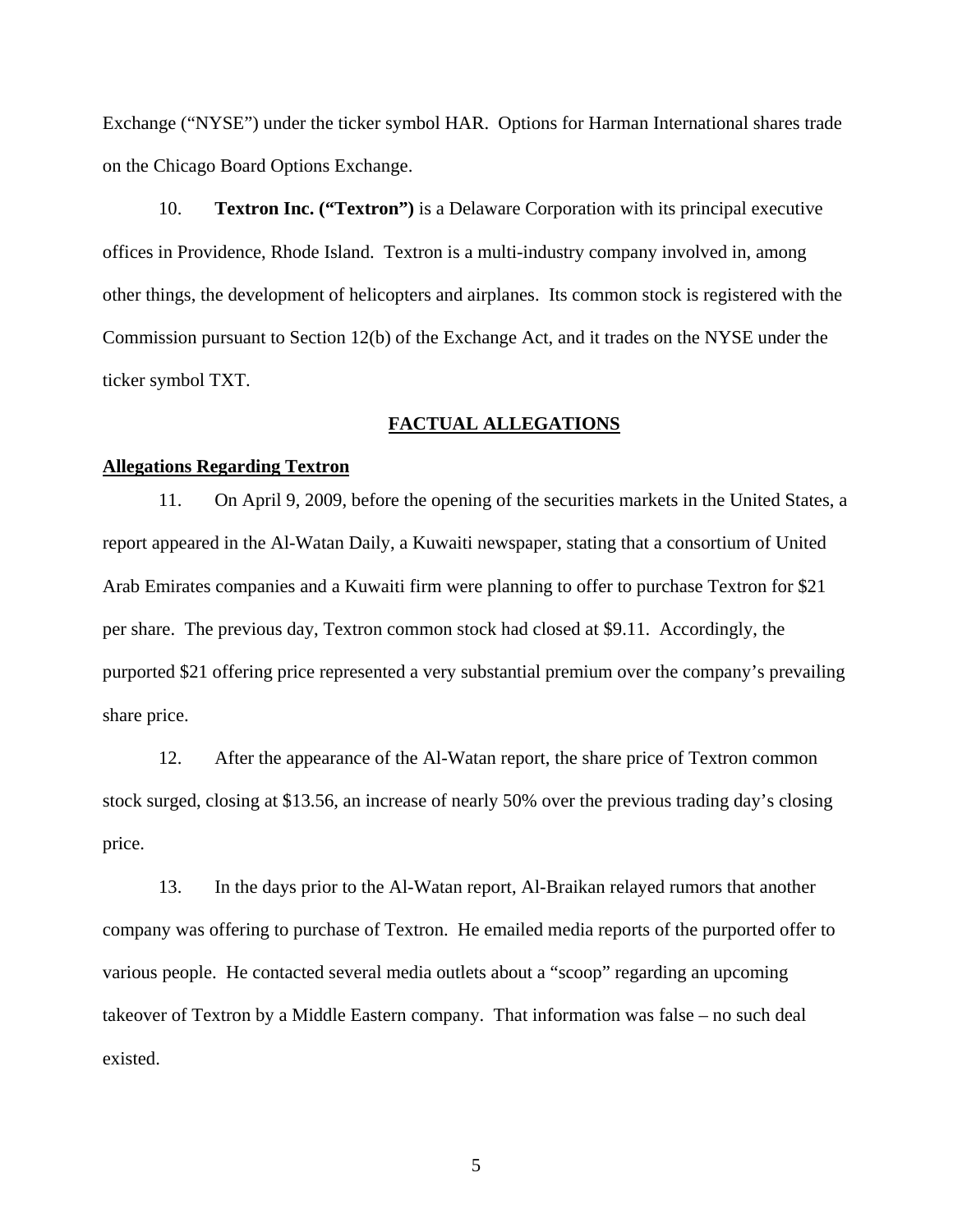Exchange ("NYSE") under the ticker symbol HAR. Options for Harman International shares trade on the Chicago Board Options Exchange.

10. **Textron Inc. ("Textron")** is a Delaware Corporation with its principal executive offices in Providence, Rhode Island. Textron is a multi-industry company involved in, among other things, the development of helicopters and airplanes. Its common stock is registered with the Commission pursuant to Section 12(b) of the Exchange Act, and it trades on the NYSE under the ticker symbol TXT.

## FACTUAL ALLEGATIONS

### Allegations Regarding Textron

11. On April 9, 2009, before the opening of the securities markets in the United States, a report appeared in the Al-Watan Daily, a Kuwaiti newspaper, stating that a consortium of United Arab Emirates companies and a Kuwaiti firm were planning to offer to purchase Textron for $21 per share. The previous day, Textron common stock had closed at $9.11. Accordingly, the purported $21 offering price represented a very substantial premium over the company's prevailing share price.

12. After the appearance of the Al-Watan report, the share price of Textron common stock surged, closing at $13.56, an increase of nearly 50% over the previous trading day's closing price.

13. In the days prior to the Al-Watan report, Al-Braikan relayed rumors that another company was offering to purchase of Textron. He emailed media reports of the purported offer to various people. He contacted several media outlets about a "scoop" regarding an upcoming takeover of Textron by a Middle Eastern company. That information was false – no such deal existed.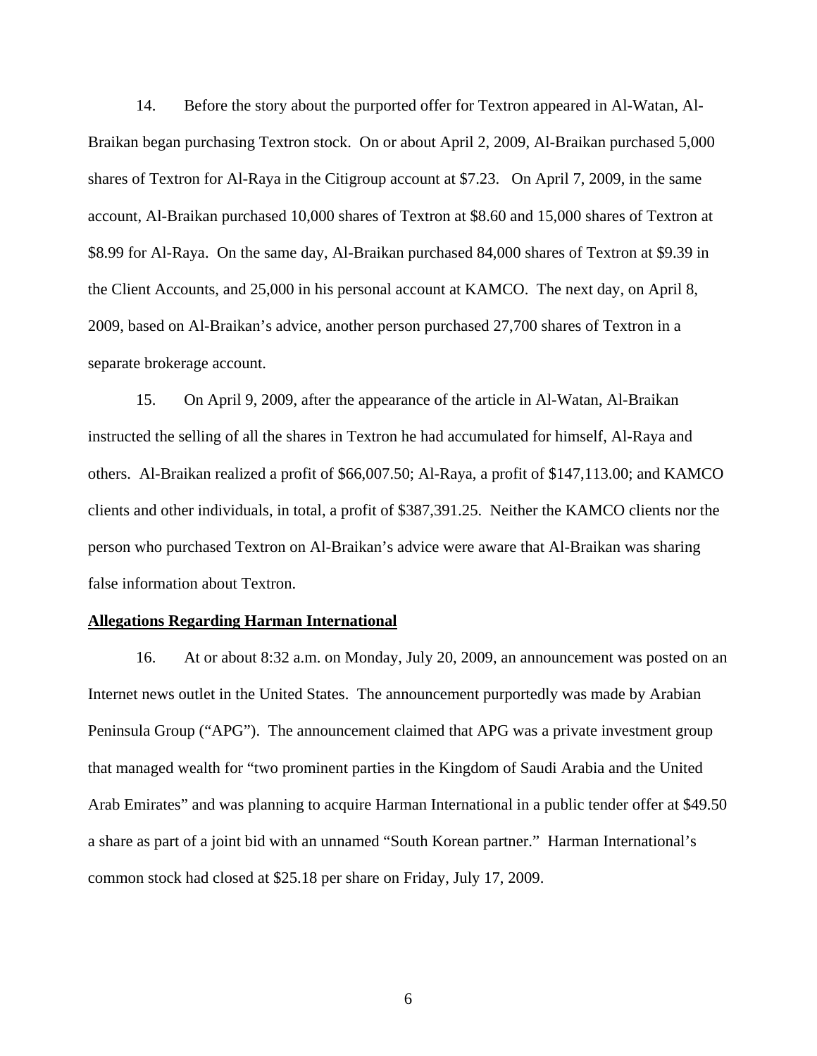14. Before the story about the purported offer for Textron appeared in Al-Watan, Al-Braikan began purchasing Textron stock. On or about April 2, 2009, Al-Braikan purchased 5,000 shares of Textron for Al-Raya in the Citigroup account at $7.23. On April 7, 2009, in the same account, Al-Braikan purchased 10,000 shares of Textron at $8.60 and 15,000 shares of Textron at $8.99 for Al-Raya. On the same day, Al-Braikan purchased 84,000 shares of Textron at $9.39 in the Client Accounts, and 25,000 in his personal account at KAMCO. The next day, on April 8, 2009, based on Al-Braikan's advice, another person purchased 27,700 shares of Textron in a separate brokerage account.

15. On April 9, 2009, after the appearance of the article in Al-Watan, Al-Braikan instructed the selling of all the shares in Textron he had accumulated for himself, Al-Raya and others. Al-Braikan realized a profit of $66,007.50; Al-Raya, a profit of $147,113.00; and KAMCO clients and other individuals, in total, a profit of $387,391.25. Neither the KAMCO clients nor the person who purchased Textron on Al-Braikan's advice were aware that Al-Braikan was sharing false information about Textron.

**Allegations Regarding Harman International**

16. At or about 8:32 a.m. on Monday, July 20, 2009, an announcement was posted on an Internet news outlet in the United States. The announcement purportedly was made by Arabian Peninsula Group ("APG"). The announcement claimed that APG was a private investment group that managed wealth for "two prominent parties in the Kingdom of Saudi Arabia and the United Arab Emirates" and was planning to acquire Harman International in a public tender offer at $49.50 a share as part of a joint bid with an unnamed "South Korean partner." Harman International's common stock had closed at $25.18 per share on Friday, July 17, 2009.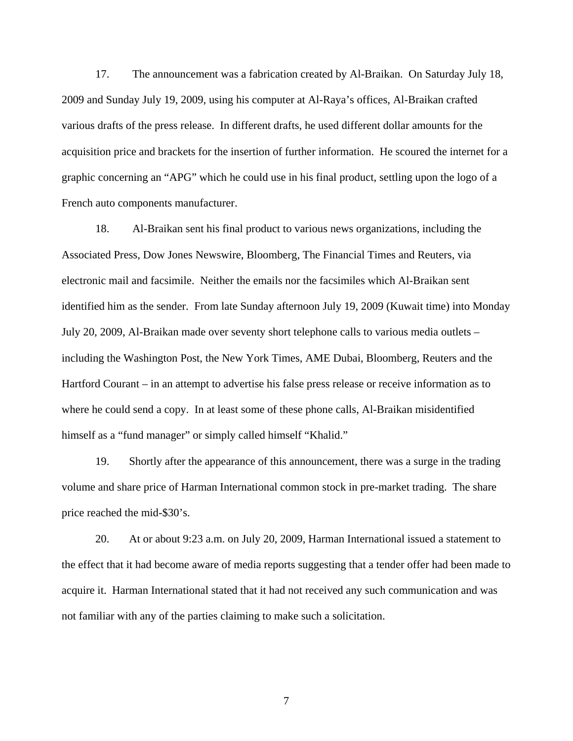17. The announcement was a fabrication created by Al-Braikan. On Saturday July 18, 2009 and Sunday July 19, 2009, using his computer at Al-Raya's offices, Al-Braikan crafted various drafts of the press release. In different drafts, he used different dollar amounts for the acquisition price and brackets for the insertion of further information. He scoured the internet for a graphic concerning an "APG" which he could use in his final product, settling upon the logo of a French auto components manufacturer.

18. Al-Braikan sent his final product to various news organizations, including the Associated Press, Dow Jones Newswire, Bloomberg, The Financial Times and Reuters, via electronic mail and facsimile. Neither the emails nor the facsimiles which Al-Braikan sent identified him as the sender. From late Sunday afternoon July 19, 2009 (Kuwait time) into Monday July 20, 2009, Al-Braikan made over seventy short telephone calls to various media outlets – including the Washington Post, the New York Times, AME Dubai, Bloomberg, Reuters and the Hartford Courant – in an attempt to advertise his false press release or receive information as to where he could send a copy. In at least some of these phone calls, Al-Braikan misidentified himself as a "fund manager" or simply called himself "Khalid."

19. Shortly after the appearance of this announcement, there was a surge in the trading volume and share price of Harman International common stock in pre-market trading. The share price reached the mid-$30's.

20. At or about 9:23 a.m. on July 20, 2009, Harman International issued a statement to the effect that it had become aware of media reports suggesting that a tender offer had been made to acquire it. Harman International stated that it had not received any such communication and was not familiar with any of the parties claiming to make such a solicitation.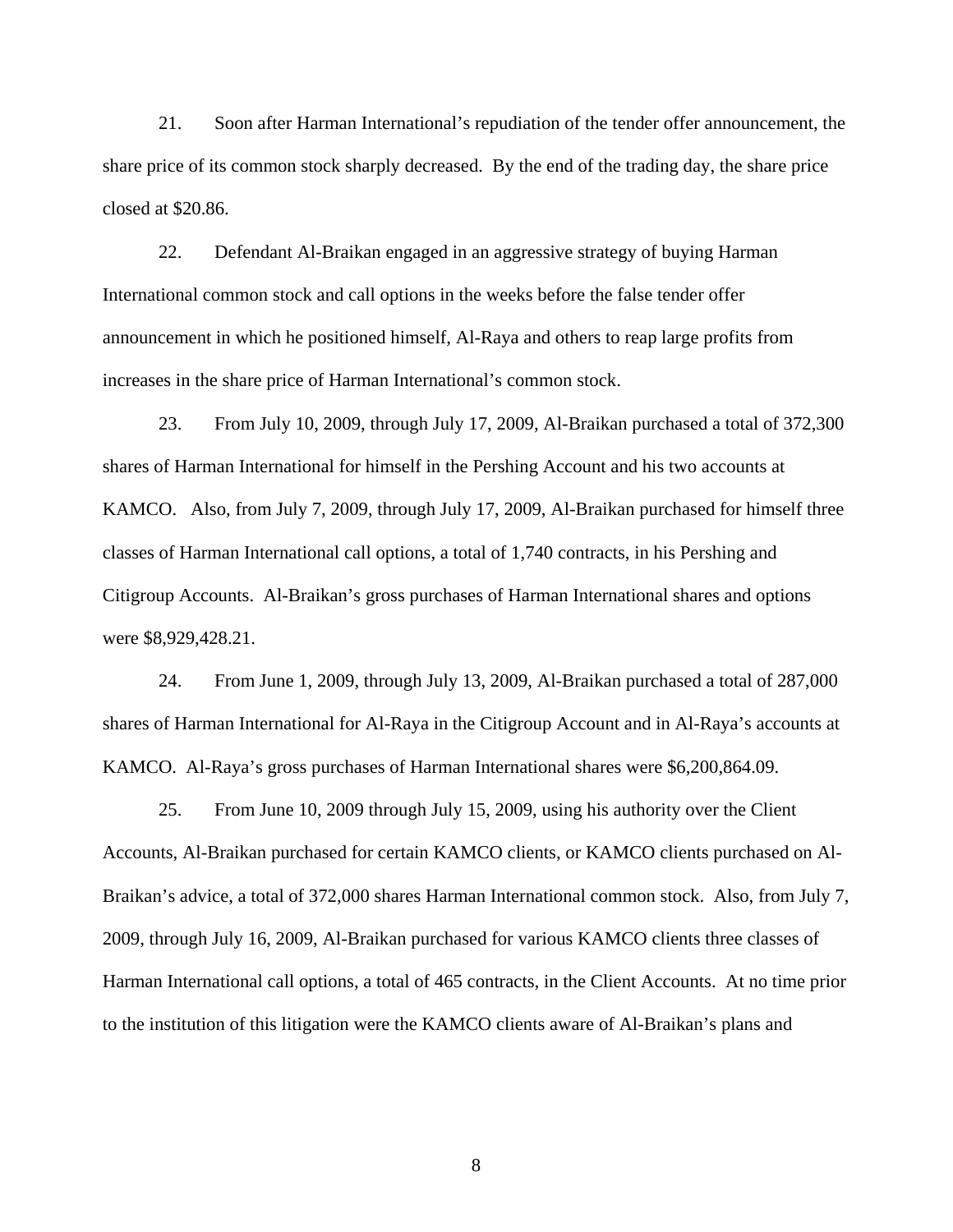21. Soon after Harman International's repudiation of the tender offer announcement, the share price of its common stock sharply decreased. By the end of the trading day, the share price closed at $20.86.

22. Defendant Al-Braikan engaged in an aggressive strategy of buying Harman International common stock and call options in the weeks before the false tender offer announcement in which he positioned himself, Al-Raya and others to reap large profits from increases in the share price of Harman International's common stock.

23. From July 10, 2009, through July 17, 2009, Al-Braikan purchased a total of 372,300 shares of Harman International for himself in the Pershing Account and his two accounts at KAMCO. Also, from July 7, 2009, through July 17, 2009, Al-Braikan purchased for himself three classes of Harman International call options, a total of 1,740 contracts, in his Pershing and Citigroup Accounts. Al-Braikan's gross purchases of Harman International shares and options were $8,929,428.21.

24. From June 1, 2009, through July 13, 2009, Al-Braikan purchased a total of 287,000 shares of Harman International for Al-Raya in the Citigroup Account and in Al-Raya's accounts at KAMCO. Al-Raya's gross purchases of Harman International shares were $6,200,864.09.

25. From June 10, 2009 through July 15, 2009, using his authority over the Client Accounts, Al-Braikan purchased for certain KAMCO clients, or KAMCO clients purchased on Al-Braikan's advice, a total of 372,000 shares Harman International common stock. Also, from July 7, 2009, through July 16, 2009, Al-Braikan purchased for various KAMCO clients three classes of Harman International call options, a total of 465 contracts, in the Client Accounts. At no time prior to the institution of this litigation were the KAMCO clients aware of Al-Braikan's plans and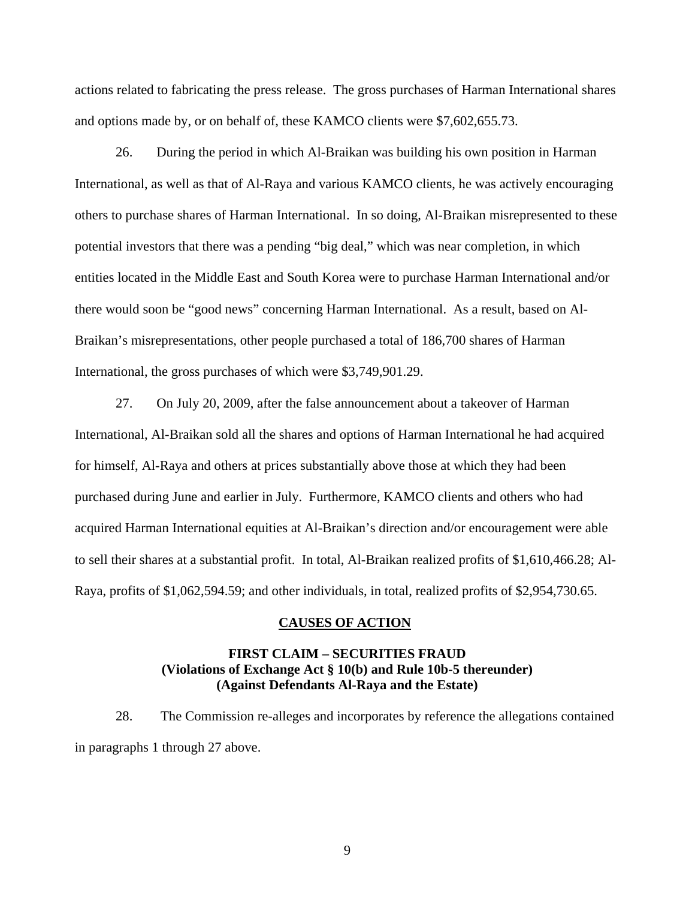actions related to fabricating the press release. The gross purchases of Harman International shares and options made by, or on behalf of, these KAMCO clients were $7,602,655.73.

26. During the period in which Al-Braikan was building his own position in Harman International, as well as that of Al-Raya and various KAMCO clients, he was actively encouraging others to purchase shares of Harman International. In so doing, Al-Braikan misrepresented to these potential investors that there was a pending "big deal," which was near completion, in which entities located in the Middle East and South Korea were to purchase Harman International and/or there would soon be "good news" concerning Harman International. As a result, based on Al-Braikan's misrepresentations, other people purchased a total of 186,700 shares of Harman International, the gross purchases of which were $3,749,901.29.

27. On July 20, 2009, after the false announcement about a takeover of Harman International, Al-Braikan sold all the shares and options of Harman International he had acquired for himself, Al-Raya and others at prices substantially above those at which they had been purchased during June and earlier in July. Furthermore, KAMCO clients and others who had acquired Harman International equities at Al-Braikan's direction and/or encouragement were able to sell their shares at a substantial profit. In total, Al-Braikan realized profits of $1,610,466.28; Al-Raya, profits of $1,062,594.59; and other individuals, in total, realized profits of $2,954,730.65.

## CAUSES OF ACTION

### FIRST CLAIM – SECURITIES FRAUD
### (Violations of Exchange Act § 10(b) and Rule 10b-5 thereunder)
### (Against Defendants Al-Raya and the Estate)

28. The Commission re-alleges and incorporates by reference the allegations contained in paragraphs 1 through 27 above.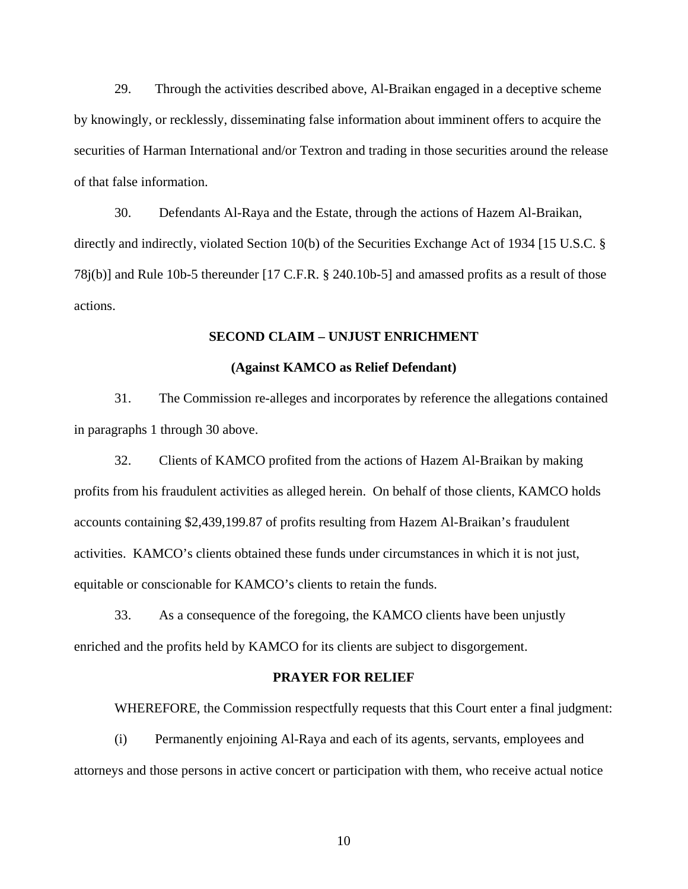29. Through the activities described above, Al-Braikan engaged in a deceptive scheme by knowingly, or recklessly, disseminating false information about imminent offers to acquire the securities of Harman International and/or Textron and trading in those securities around the release of that false information.

30. Defendants Al-Raya and the Estate, through the actions of Hazem Al-Braikan, directly and indirectly, violated Section 10(b) of the Securities Exchange Act of 1934 [15 U.S.C. § 78j(b)] and Rule 10b-5 thereunder [17 C.F.R. § 240.10b-5] and amassed profits as a result of those actions.

**SECOND CLAIM – UNJUST ENRICHMENT**

**(Against KAMCO as Relief Defendant)**

31. The Commission re-alleges and incorporates by reference the allegations contained in paragraphs 1 through 30 above.

32. Clients of KAMCO profited from the actions of Hazem Al-Braikan by making profits from his fraudulent activities as alleged herein. On behalf of those clients, KAMCO holds accounts containing $2,439,199.87 of profits resulting from Hazem Al-Braikan's fraudulent activities. KAMCO's clients obtained these funds under circumstances in which it is not just, equitable or conscionable for KAMCO's clients to retain the funds.

33. As a consequence of the foregoing, the KAMCO clients have been unjustly enriched and the profits held by KAMCO for its clients are subject to disgorgement.

**PRAYER FOR RELIEF**

WHEREFORE, the Commission respectfully requests that this Court enter a final judgment:

(i) Permanently enjoining Al-Raya and each of its agents, servants, employees and attorneys and those persons in active concert or participation with them, who receive actual notice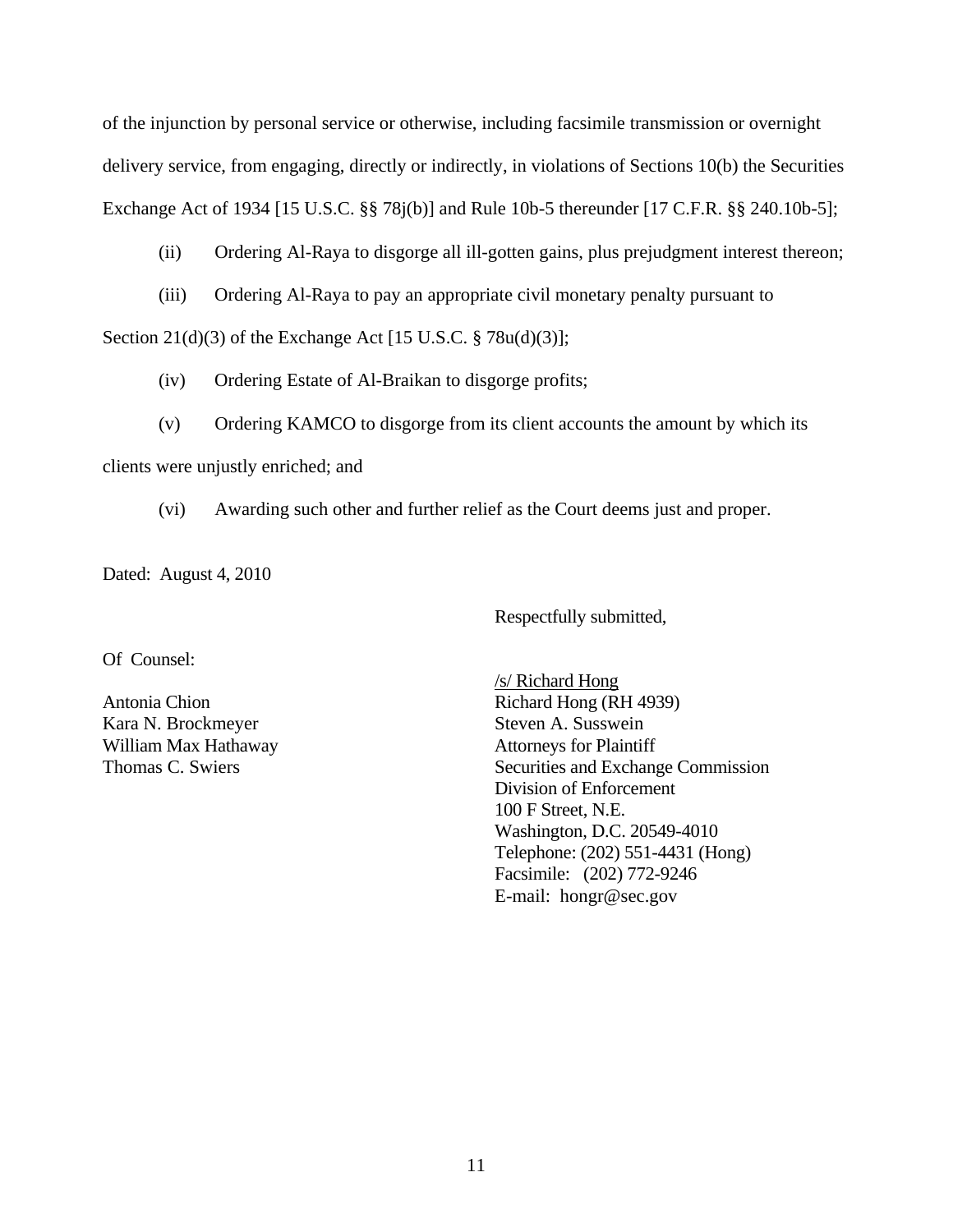of the injunction by personal service or otherwise, including facsimile transmission or overnight delivery service, from engaging, directly or indirectly, in violations of Sections 10(b) the Securities Exchange Act of 1934 [15 U.S.C. §§ 78j(b)] and Rule 10b-5 thereunder [17 C.F.R. §§ 240.10b-5];

(ii) Ordering Al-Raya to disgorge all ill-gotten gains, plus prejudgment interest thereon;

(iii) Ordering Al-Raya to pay an appropriate civil monetary penalty pursuant to Section 21(d)(3) of the Exchange Act [15 U.S.C. § 78u(d)(3)];

(iv) Ordering Estate of Al-Braikan to disgorge profits;

(v) Ordering KAMCO to disgorge from its client accounts the amount by which its clients were unjustly enriched; and

(vi) Awarding such other and further relief as the Court deems just and proper.

Dated: August 4, 2010

Respectfully submitted,

/s/ Richard Hong
Richard Hong (RH 4939)
Steven A. Susswein
Attorneys for Plaintiff
Securities and Exchange Commission
Division of Enforcement
100 F Street, N.E.
Washington, D.C. 20549-4010
Telephone: (202) 551-4431 (Hong)
Facsimile: (202) 772-9246
E-mail: hongr@sec.gov

Of Counsel:

Antonia Chion
Kara N. Brockmeyer
William Max Hathaway
Thomas C. Swiers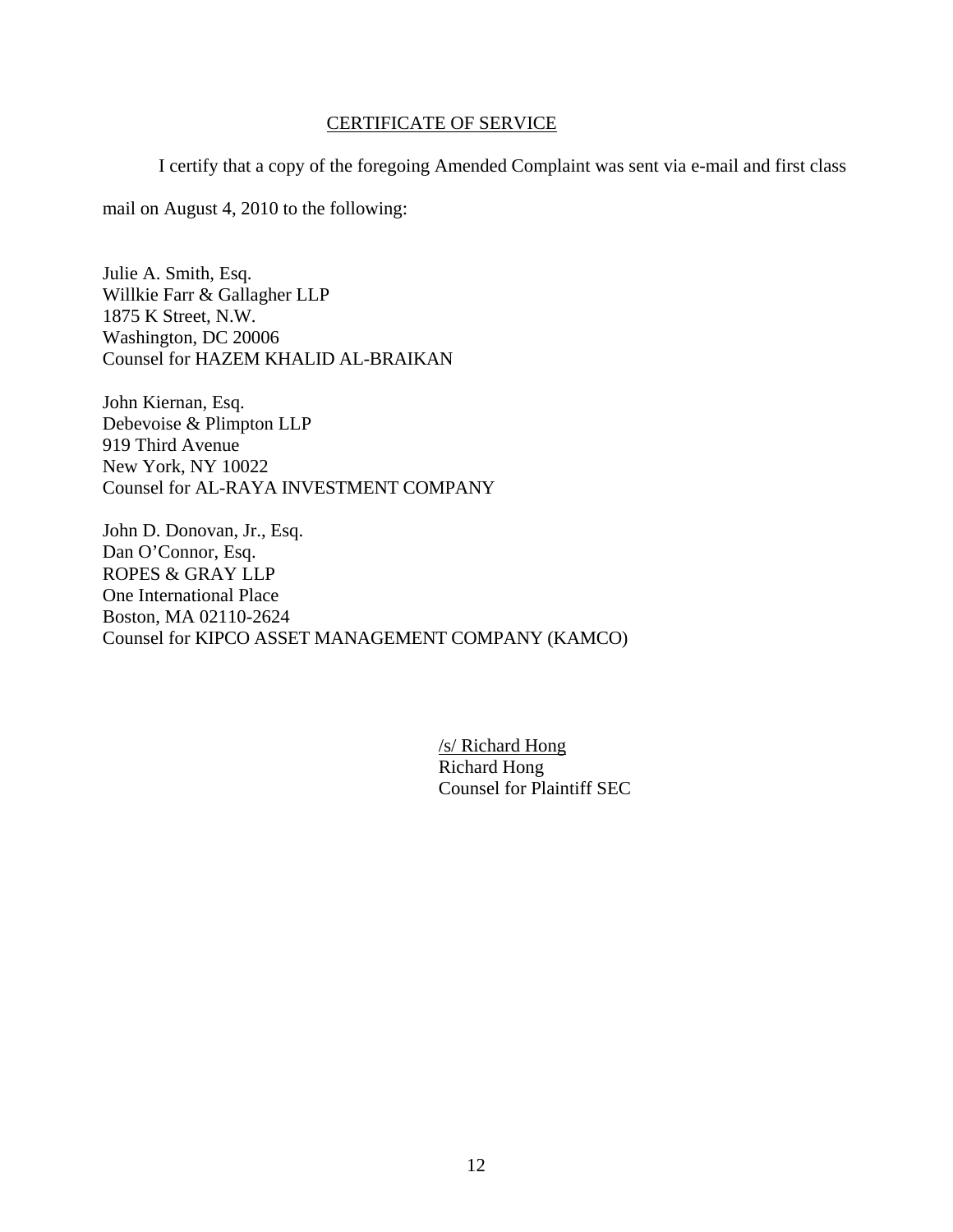## CERTIFICATE OF SERVICE

I certify that a copy of the foregoing Amended Complaint was sent via e-mail and first class mail on August 4, 2010 to the following:

Julie A. Smith, Esq.
Willkie Farr & Gallagher LLP
1875 K Street, N.W.
Washington, DC 20006
Counsel for HAZEM KHALID AL-BRAIKAN

John Kiernan, Esq.
Debevoise & Plimpton LLP
919 Third Avenue
New York, NY 10022
Counsel for AL-RAYA INVESTMENT COMPANY

John D. Donovan, Jr., Esq.
Dan O'Connor, Esq.
ROPES & GRAY LLP
One International Place
Boston, MA 02110-2624
Counsel for KIPCO ASSET MANAGEMENT COMPANY (KAMCO)

/s/ Richard Hong
Richard Hong
Counsel for Plaintiff SEC